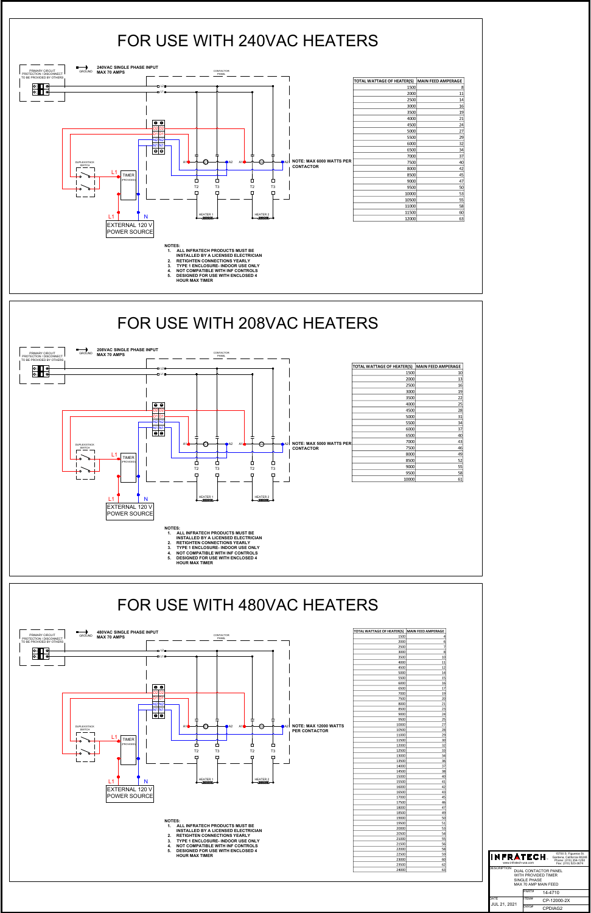# FOR USE WITH 240VAC HEATERS

PRIMARY CIRCUIT PROTECTION / DISCONNECT TO BE PROVIDED BY OTHERS

GROUND

**240VAC SINGLE PHASE INPUT MAX 70 AMPS**

CONTACTOR PANEL

L2 L1

D2 D2 D1 D1 N2 N2 N1 N1

DUPLEX/STACK SWITCH

L1 TIMER (PROVIDED)

A1 A2 A1 A2

T2 T3 T2 T3

HEATER 1 HEATER 2

L1 N

EXTERNAL 120 V POWER SOURCE

**NOTE: MAX 6000 WATTS PER CONTACTOR**

| TOTAL WATTAGE OF HEATER(S) | MAIN FEED AMPERAGE |
|---|---|
| 1500 | 8 |
| 2000 | 11 |
| 2500 | 14 |
| 3000 | 16 |
| 3500 | 19 |
| 4000 | 21 |
| 4500 | 24 |
| 5000 | 27 |
| 5500 | 29 |
| 6000 | 32 |
| 6500 | 34 |
| 7000 | 37 |
| 7500 | 40 |
| 8000 | 42 |
| 8500 | 45 |
| 9000 | 47 |
| 9500 | 50 |
| 10000 | 53 |
| 10500 | 55 |
| 11000 | 58 |
| 11500 | 60 |
| 12000 | 63 |

**NOTES:**
1. **ALL INFRATECH PRODUCTS MUST BE INSTALLED BY A LICENSED ELECTRICIAN**
2. **RETIGHTEN CONNECTIONS YEARLY**
3. **TYPE 1 ENCLOSURE- INDOOR USE ONLY**
4. **NOT COMPATIBLE WITH INF CONTROLS**
5. **DESIGNED FOR USE WITH ENCLOSED 4 HOUR MAX TIMER**

# FOR USE WITH 208VAC HEATERS

PRIMARY CIRCUIT PROTECTION / DISCONNECT TO BE PROVIDED BY OTHERS

GROUND

**208VAC SINGLE PHASE INPUT MAX 70 AMPS**

CONTACTOR PANEL

L2 L1

D2 D2 D1 D1 N2 N2 N1 N1

DUPLEX/STACK SWITCH

L1 TIMER (PROVIDED)

A1 A2 A1 A2

T2 T3 T2 T3

HEATER 1 HEATER 2

L1 N

EXTERNAL 120 V POWER SOURCE

**NOTE: MAX 5000 WATTS PER CONTACTOR**

| TOTAL WATTAGE OF HEATER(S) | MAIN FEED AMPERAGE |
|---|---|
| 1500 | 10 |
| 2000 | 13 |
| 2500 | 16 |
| 3000 | 19 |
| 3500 | 22 |
| 4000 | 25 |
| 4500 | 28 |
| 5000 | 31 |
| 5500 | 34 |
| 6000 | 37 |
| 6500 | 40 |
| 7000 | 43 |
| 7500 | 46 |
| 8000 | 49 |
| 8500 | 52 |
| 9000 | 55 |
| 9500 | 58 |
| 10000 | 61 |

**NOTES:**
1. **ALL INFRATECH PRODUCTS MUST BE INSTALLED BY A LICENSED ELECTRICIAN**
2. **RETIGHTEN CONNECTIONS YEARLY**
3. **TYPE 1 ENCLOSURE- INDOOR USE ONLY**
4. **NOT COMPATIBLE WITH INF CONTROLS**
5. **DESIGNED FOR USE WITH ENCLOSED 4 HOUR MAX TIMER**

# FOR USE WITH 480VAC HEATERS

PRIMARY CIRCUIT PROTECTION / DISCONNECT TO BE PROVIDED BY OTHERS

GROUND

**480VAC SINGLE PHASE INPUT MAX 70 AMPS**

CONTACTOR PANEL

L2 L1

D2 D2 D1 D1 N2 N2 N1 N1

DUPLEX/STACK SWITCH

L1 TIMER (PROVIDED)

A1 A2 A1 A2

T2 T3 T2 T3

HEATER 1 HEATER 2

L1 N

EXTERNAL 120 V POWER SOURCE

**NOTE: MAX 12000 WATTS PER CONTACTOR**

| TOTAL WATTAGE OF HEATER(S) | MAIN FEED AMPERAGE |
|---|---|
| 1500 | 4 |
| 2000 | 6 |
| 2500 | 7 |
| 3000 | 8 |
| 3500 | 10 |
| 4000 | 11 |
| 4500 | 12 |
| 5000 | 14 |
| 5500 | 15 |
| 6000 | 16 |
| 6500 | 17 |
| 7000 | 19 |
| 7500 | 20 |
| 8000 | 21 |
| 8500 | 23 |
| 9000 | 24 |
| 9500 | 25 |
| 10000 | 27 |
| 10500 | 28 |
| 11000 | 29 |
| 11500 | 30 |
| 12000 | 32 |
| 12500 | 33 |
| 13000 | 34 |
| 13500 | 36 |
| 14000 | 37 |
| 14500 | 38 |
| 15000 | 40 |
| 15500 | 41 |
| 16000 | 42 |
| 16500 | 43 |
| 17000 | 45 |
| 17500 | 46 |
| 18000 | 47 |
| 18500 | 49 |
| 19000 | 50 |
| 19500 | 51 |
| 20000 | 53 |
| 20500 | 54 |
| 21000 | 55 |
| 21500 | 56 |
| 22000 | 58 |
| 22500 | 59 |
| 23000 | 60 |
| 23500 | 62 |
| 24000 | 63 |

**NOTES:**
1. **ALL INFRATECH PRODUCTS MUST BE INSTALLED BY A LICENSED ELECTRICIAN**
2. **RETIGHTEN CONNECTIONS YEARLY**
3. **TYPE 1 ENCLOSURE- INDOOR USE ONLY**
4. **NOT COMPATIBLE WITH INF CONTROLS**
5. **DESIGNED FOR USE WITH ENCLOSED 4 HOUR MAX TIMER**

**INFRATECH** 15700 S. Figueroa St. Gardena, California 90248 Phone: (310) 354-1250 Fax: (310) 523-3674

www.infratech-usa.com

| | | |
|---|---|---|
| DESCRIPTION | DUAL CONTACTOR PANEL WITH PROVIDED TIMER SINGLE PHASE MAX 70 AMP MAIN FEED | |
| | PART# | 14-4710 |
| DATE JUL 21, 2021 | ITEM# | CP-12000-2X |
| | DWG# | CPDIAG2 |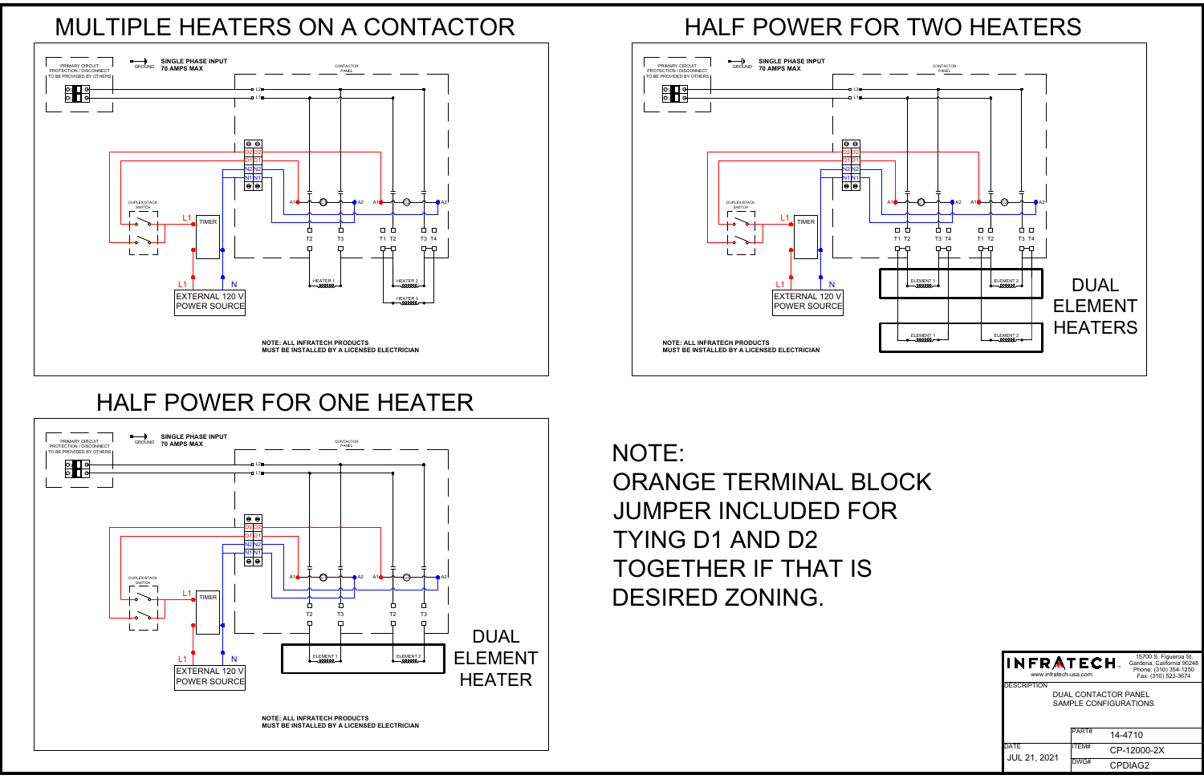# MULTIPLE HEATERS ON A CONTACTOR

PRIMARY CIRCUIT PROTECTION / DISCONNECT TO BE PROVIDED BY OTHERS

GROUND

**SINGLE PHASE INPUT**
**70 AMPS MAX**

CONTACTOR PANEL

L2
L1

D2 D2
D1 D1
N2 N2
N1 N1

DUPLEX/STACK SWITCH

L1

TIMER

A1 A2 A1 A2

T2 T3 T1 T2 T3 T4

HEATER 1
HEATER 2
HEATER 3

L1 N

EXTERNAL 120 V POWER SOURCE

**NOTE: ALL INFRATECH PRODUCTS MUST BE INSTALLED BY A LICENSED ELECTRICIAN**

# HALF POWER FOR TWO HEATERS

PRIMARY CIRCUIT PROTECTION / DISCONNECT TO BE PROVIDED BY OTHERS

GROUND

**SINGLE PHASE INPUT**
**70 AMPS MAX**

CONTACTOR PANEL

L2
L1

D2 D2
D1 D1
N2 N2
N1 N1

DUPLEX/STACK SWITCH

L1

TIMER

A1 A2 A1 A2

T1 T2 T3 T4 T1 T2 T3 T4

ELEMENT 1 ELEMENT 2

ELEMENT 1 ELEMENT 2

DUAL ELEMENT HEATERS

L1 N

EXTERNAL 120 V POWER SOURCE

**NOTE: ALL INFRATECH PRODUCTS MUST BE INSTALLED BY A LICENSED ELECTRICIAN**

# HALF POWER FOR ONE HEATER

PRIMARY CIRCUIT PROTECTION / DISCONNECT TO BE PROVIDED BY OTHERS

GROUND

**SINGLE PHASE INPUT**
**70 AMPS MAX**

CONTACTOR PANEL

L2
L1

D2 D2
D1 D1
N2 N2
N1 N1

DUPLEX/STACK SWITCH

L1

TIMER

A1 A2 A1 A2

T2 T3 T2 T3

ELEMENT 1 ELEMENT 2

DUAL ELEMENT HEATER

L1 N

EXTERNAL 120 V POWER SOURCE

**NOTE: ALL INFRATECH PRODUCTS MUST BE INSTALLED BY A LICENSED ELECTRICIAN**

NOTE:
ORANGE TERMINAL BLOCK JUMPER INCLUDED FOR TYING D1 AND D2 TOGETHER IF THAT IS DESIRED ZONING.

INFRATECH
www.infratech-usa.com

15700 S. Figueroa St.
Gardena, California 90248
Phone: (310) 354-1250
Fax: (310) 523-3674

DESCRIPTION
DUAL CONTACTOR PANEL
SAMPLE CONFIGURATIONS

| | | |
|---|---|---|
| | PART# | 14-4710 |
| DATE JUL 21, 2021 | ITEM# | CP-12000-2X |
| | DWG# | CPDIAG2 |